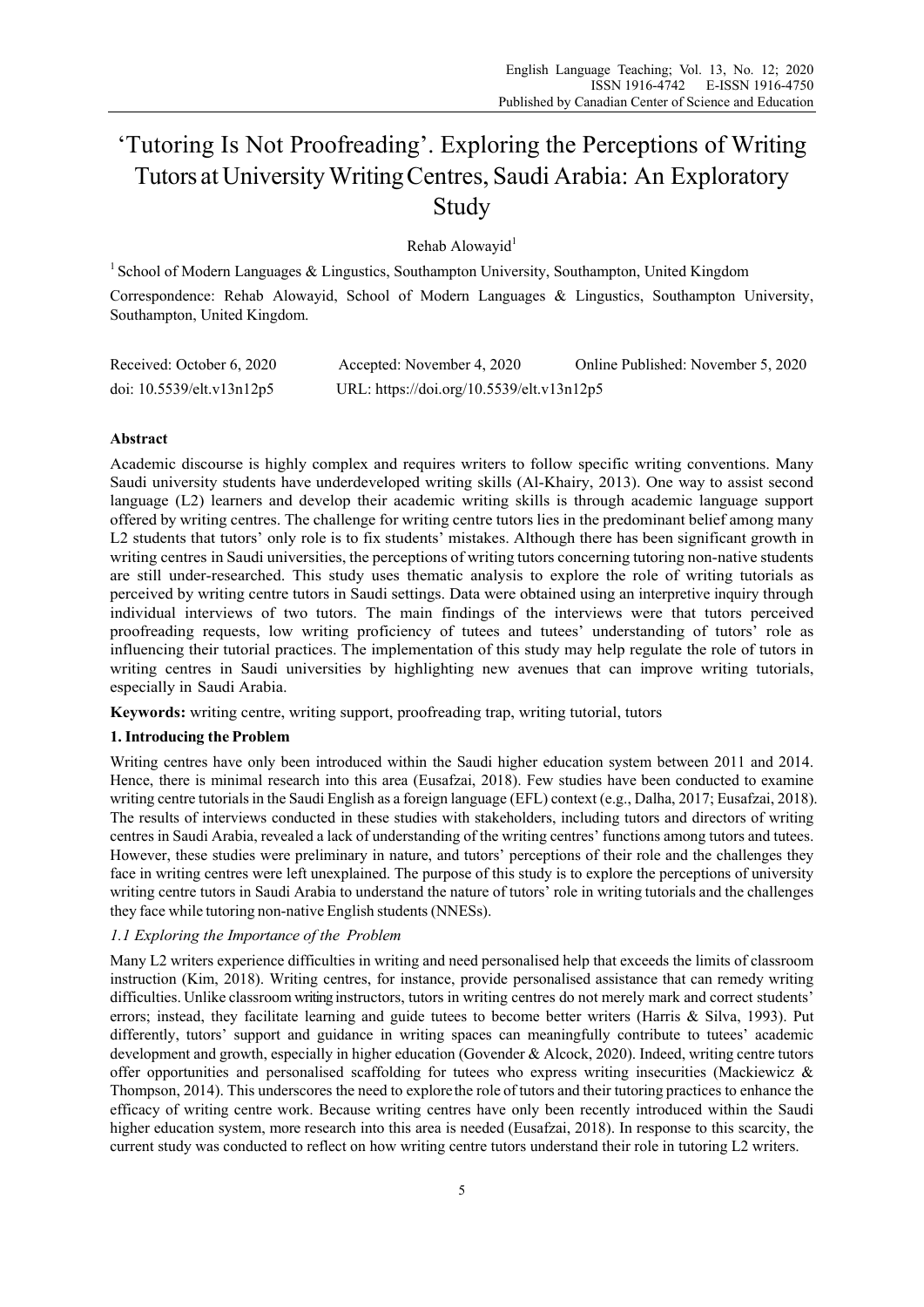# 'Tutoring Is Not Proofreading'. Exploring the Perceptions of Writing Tutors at University Writing Centres, Saudi Arabia: An Exploratory Study

Rehab Alowayid[1]

[1] School of Modern Languages & Lingustics, Southampton University, Southampton, United Kingdom

Correspondence: Rehab Alowayid, School of Modern Languages & Lingustics, Southampton University, Southampton, United Kingdom.

Received: October 6, 2020 Accepted: November 4, 2020 Online Published: November 5, 2020

doi: 10.5539/elt.v13n12p5 URL: https://doi.org/10.5539/elt.v13n12p5

## Abstract

Academic discourse is highly complex and requires writers to follow specific writing conventions. Many Saudi university students have underdeveloped writing skills (Al-Khairy, 2013). One way to assist second language (L2) learners and develop their academic writing skills is through academic language support offered by writing centres. The challenge for writing centre tutors lies in the predominant belief among many L2 students that tutors' only role is to fix students' mistakes. Although there has been significant growth in writing centres in Saudi universities, the perceptions of writing tutors concerning tutoring non-native students are still under-researched. This study uses thematic analysis to explore the role of writing tutorials as perceived by writing centre tutors in Saudi settings. Data were obtained using an interpretive inquiry through individual interviews of two tutors. The main findings of the interviews were that tutors perceived proofreading requests, low writing proficiency of tutees and tutees' understanding of tutors' role as influencing their tutorial practices. The implementation of this study may help regulate the role of tutors in writing centres in Saudi universities by highlighting new avenues that can improve writing tutorials, especially in Saudi Arabia.

**Keywords:** writing centre, writing support, proofreading trap, writing tutorial, tutors

## 1. Introducing the Problem

Writing centres have only been introduced within the Saudi higher education system between 2011 and 2014. Hence, there is minimal research into this area (Eusafzai, 2018). Few studies have been conducted to examine writing centre tutorials in the Saudi English as a foreign language (EFL) context (e.g., Dalha, 2017; Eusafzai, 2018). The results of interviews conducted in these studies with stakeholders, including tutors and directors of writing centres in Saudi Arabia, revealed a lack of understanding of the writing centres' functions among tutors and tutees. However, these studies were preliminary in nature, and tutors' perceptions of their role and the challenges they face in writing centres were left unexplained. The purpose of this study is to explore the perceptions of university writing centre tutors in Saudi Arabia to understand the nature of tutors' role in writing tutorials and the challenges they face while tutoring non-native English students (NNESs).

### *1.1 Exploring the Importance of the Problem*

Many L2 writers experience difficulties in writing and need personalised help that exceeds the limits of classroom instruction (Kim, 2018). Writing centres, for instance, provide personalised assistance that can remedy writing difficulties. Unlike classroom writing instructors, tutors in writing centres do not merely mark and correct students' errors; instead, they facilitate learning and guide tutees to become better writers (Harris & Silva, 1993). Put differently, tutors' support and guidance in writing spaces can meaningfully contribute to tutees' academic development and growth, especially in higher education (Govender & Alcock, 2020). Indeed, writing centre tutors offer opportunities and personalised scaffolding for tutees who express writing insecurities (Mackiewicz & Thompson, 2014). This underscores the need to explore the role of tutors and their tutoring practices to enhance the efficacy of writing centre work. Because writing centres have only been recently introduced within the Saudi higher education system, more research into this area is needed (Eusafzai, 2018). In response to this scarcity, the current study was conducted to reflect on how writing centre tutors understand their role in tutoring L2 writers.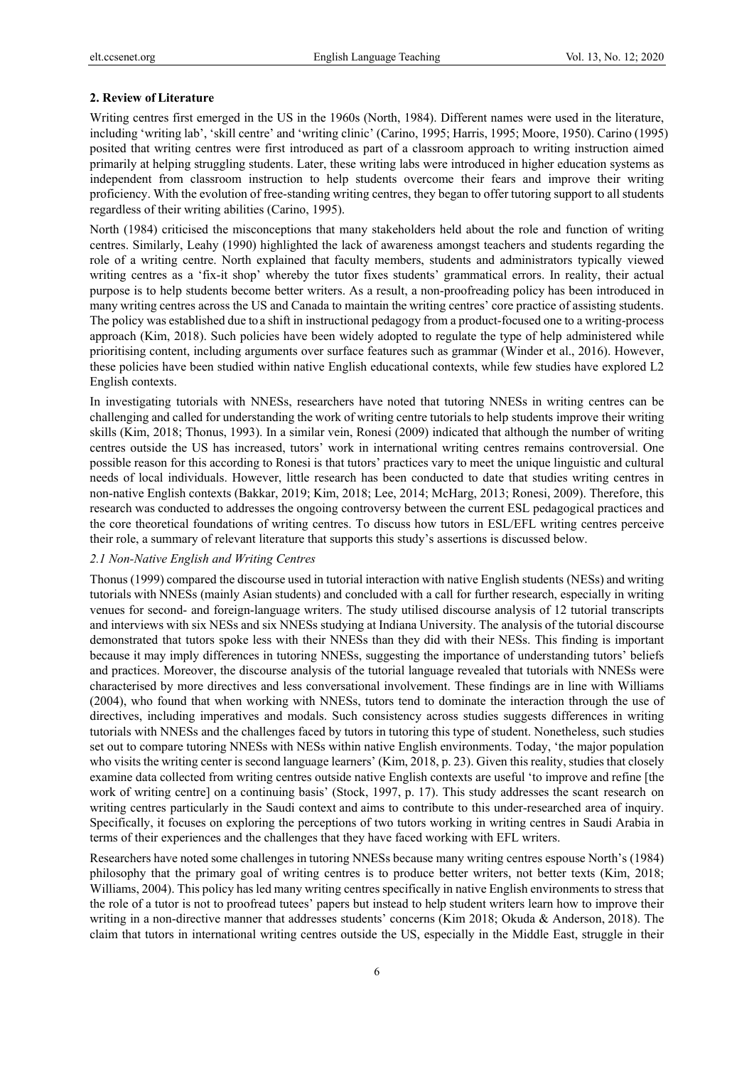## 2. Review of Literature

Writing centres first emerged in the US in the 1960s (North, 1984). Different names were used in the literature, including 'writing lab', 'skill centre' and 'writing clinic' (Carino, 1995; Harris, 1995; Moore, 1950). Carino (1995) posited that writing centres were first introduced as part of a classroom approach to writing instruction aimed primarily at helping struggling students. Later, these writing labs were introduced in higher education systems as independent from classroom instruction to help students overcome their fears and improve their writing proficiency. With the evolution of free-standing writing centres, they began to offer tutoring support to all students regardless of their writing abilities (Carino, 1995).

North (1984) criticised the misconceptions that many stakeholders held about the role and function of writing centres. Similarly, Leahy (1990) highlighted the lack of awareness amongst teachers and students regarding the role of a writing centre. North explained that faculty members, students and administrators typically viewed writing centres as a 'fix-it shop' whereby the tutor fixes students' grammatical errors. In reality, their actual purpose is to help students become better writers. As a result, a non-proofreading policy has been introduced in many writing centres across the US and Canada to maintain the writing centres' core practice of assisting students. The policy was established due to a shift in instructional pedagogy from a product-focused one to a writing-process approach (Kim, 2018). Such policies have been widely adopted to regulate the type of help administered while prioritising content, including arguments over surface features such as grammar (Winder et al., 2016). However, these policies have been studied within native English educational contexts, while few studies have explored L2 English contexts.

In investigating tutorials with NNESs, researchers have noted that tutoring NNESs in writing centres can be challenging and called for understanding the work of writing centre tutorials to help students improve their writing skills (Kim, 2018; Thonus, 1993). In a similar vein, Ronesi (2009) indicated that although the number of writing centres outside the US has increased, tutors' work in international writing centres remains controversial. One possible reason for this according to Ronesi is that tutors' practices vary to meet the unique linguistic and cultural needs of local individuals. However, little research has been conducted to date that studies writing centres in non-native English contexts (Bakkar, 2019; Kim, 2018; Lee, 2014; McHarg, 2013; Ronesi, 2009). Therefore, this research was conducted to addresses the ongoing controversy between the current ESL pedagogical practices and the core theoretical foundations of writing centres. To discuss how tutors in ESL/EFL writing centres perceive their role, a summary of relevant literature that supports this study's assertions is discussed below.

### *2.1 Non-Native English and Writing Centres*

Thonus (1999) compared the discourse used in tutorial interaction with native English students (NESs) and writing tutorials with NNESs (mainly Asian students) and concluded with a call for further research, especially in writing venues for second- and foreign-language writers. The study utilised discourse analysis of 12 tutorial transcripts and interviews with six NESs and six NNESs studying at Indiana University. The analysis of the tutorial discourse demonstrated that tutors spoke less with their NNESs than they did with their NESs. This finding is important because it may imply differences in tutoring NNESs, suggesting the importance of understanding tutors' beliefs and practices. Moreover, the discourse analysis of the tutorial language revealed that tutorials with NNESs were characterised by more directives and less conversational involvement. These findings are in line with Williams (2004), who found that when working with NNESs, tutors tend to dominate the interaction through the use of directives, including imperatives and modals. Such consistency across studies suggests differences in writing tutorials with NNESs and the challenges faced by tutors in tutoring this type of student. Nonetheless, such studies set out to compare tutoring NNESs with NESs within native English environments. Today, 'the major population who visits the writing center is second language learners' (Kim, 2018, p. 23). Given this reality, studies that closely examine data collected from writing centres outside native English contexts are useful 'to improve and refine [the work of writing centre] on a continuing basis' (Stock, 1997, p. 17). This study addresses the scant research on writing centres particularly in the Saudi context and aims to contribute to this under-researched area of inquiry. Specifically, it focuses on exploring the perceptions of two tutors working in writing centres in Saudi Arabia in terms of their experiences and the challenges that they have faced working with EFL writers.

Researchers have noted some challenges in tutoring NNESs because many writing centres espouse North's (1984) philosophy that the primary goal of writing centres is to produce better writers, not better texts (Kim, 2018; Williams, 2004). This policy has led many writing centres specifically in native English environments to stress that the role of a tutor is not to proofread tutees' papers but instead to help student writers learn how to improve their writing in a non-directive manner that addresses students' concerns (Kim 2018; Okuda & Anderson, 2018). The claim that tutors in international writing centres outside the US, especially in the Middle East, struggle in their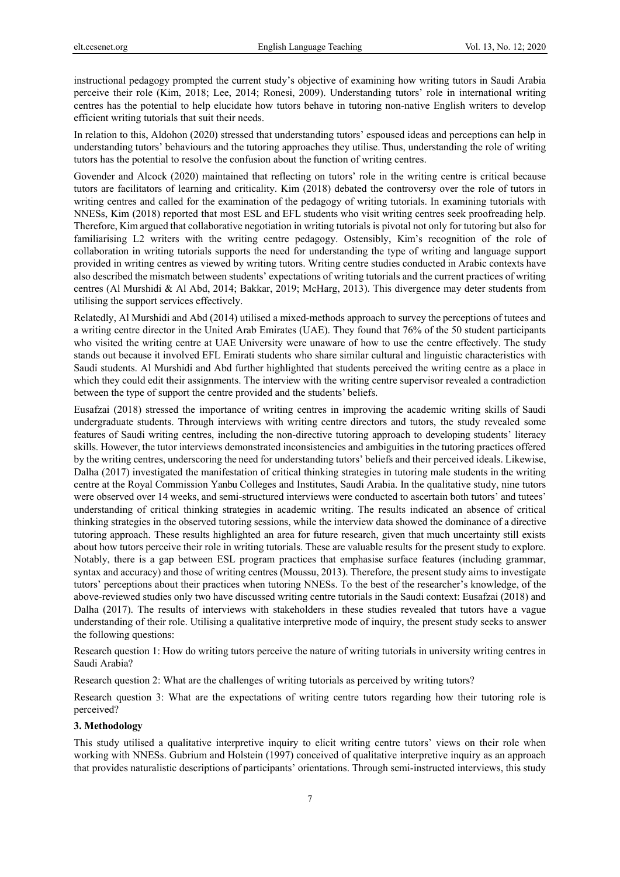instructional pedagogy prompted the current study's objective of examining how writing tutors in Saudi Arabia perceive their role (Kim, 2018; Lee, 2014; Ronesi, 2009). Understanding tutors' role in international writing centres has the potential to help elucidate how tutors behave in tutoring non-native English writers to develop efficient writing tutorials that suit their needs.

In relation to this, Aldohon (2020) stressed that understanding tutors' espoused ideas and perceptions can help in understanding tutors' behaviours and the tutoring approaches they utilise. Thus, understanding the role of writing tutors has the potential to resolve the confusion about the function of writing centres.

Govender and Alcock (2020) maintained that reflecting on tutors' role in the writing centre is critical because tutors are facilitators of learning and criticality. Kim (2018) debated the controversy over the role of tutors in writing centres and called for the examination of the pedagogy of writing tutorials. In examining tutorials with NNESs, Kim (2018) reported that most ESL and EFL students who visit writing centres seek proofreading help. Therefore, Kim argued that collaborative negotiation in writing tutorials is pivotal not only for tutoring but also for familiarising L2 writers with the writing centre pedagogy. Ostensibly, Kim's recognition of the role of collaboration in writing tutorials supports the need for understanding the type of writing and language support provided in writing centres as viewed by writing tutors. Writing centre studies conducted in Arabic contexts have also described the mismatch between students' expectations of writing tutorials and the current practices of writing centres (Al Murshidi & Al Abd, 2014; Bakkar, 2019; McHarg, 2013). This divergence may deter students from utilising the support services effectively.

Relatedly, Al Murshidi and Abd (2014) utilised a mixed-methods approach to survey the perceptions of tutees and a writing centre director in the United Arab Emirates (UAE). They found that 76% of the 50 student participants who visited the writing centre at UAE University were unaware of how to use the centre effectively. The study stands out because it involved EFL Emirati students who share similar cultural and linguistic characteristics with Saudi students. Al Murshidi and Abd further highlighted that students perceived the writing centre as a place in which they could edit their assignments. The interview with the writing centre supervisor revealed a contradiction between the type of support the centre provided and the students' beliefs.

Eusafzai (2018) stressed the importance of writing centres in improving the academic writing skills of Saudi undergraduate students. Through interviews with writing centre directors and tutors, the study revealed some features of Saudi writing centres, including the non-directive tutoring approach to developing students' literacy skills. However, the tutor interviews demonstrated inconsistencies and ambiguities in the tutoring practices offered by the writing centres, underscoring the need for understanding tutors' beliefs and their perceived ideals. Likewise, Dalha (2017) investigated the manifestation of critical thinking strategies in tutoring male students in the writing centre at the Royal Commission Yanbu Colleges and Institutes, Saudi Arabia. In the qualitative study, nine tutors were observed over 14 weeks, and semi-structured interviews were conducted to ascertain both tutors' and tutees' understanding of critical thinking strategies in academic writing. The results indicated an absence of critical thinking strategies in the observed tutoring sessions, while the interview data showed the dominance of a directive tutoring approach. These results highlighted an area for future research, given that much uncertainty still exists about how tutors perceive their role in writing tutorials. These are valuable results for the present study to explore. Notably, there is a gap between ESL program practices that emphasise surface features (including grammar, syntax and accuracy) and those of writing centres (Moussu, 2013). Therefore, the present study aims to investigate tutors' perceptions about their practices when tutoring NNESs. To the best of the researcher's knowledge, of the above-reviewed studies only two have discussed writing centre tutorials in the Saudi context: Eusafzai (2018) and Dalha (2017). The results of interviews with stakeholders in these studies revealed that tutors have a vague understanding of their role. Utilising a qualitative interpretive mode of inquiry, the present study seeks to answer the following questions:

Research question 1: How do writing tutors perceive the nature of writing tutorials in university writing centres in Saudi Arabia?

Research question 2: What are the challenges of writing tutorials as perceived by writing tutors?

Research question 3: What are the expectations of writing centre tutors regarding how their tutoring role is perceived?

## 3. Methodology

This study utilised a qualitative interpretive inquiry to elicit writing centre tutors' views on their role when working with NNESs. Gubrium and Holstein (1997) conceived of qualitative interpretive inquiry as an approach that provides naturalistic descriptions of participants' orientations. Through semi-instructed interviews, this study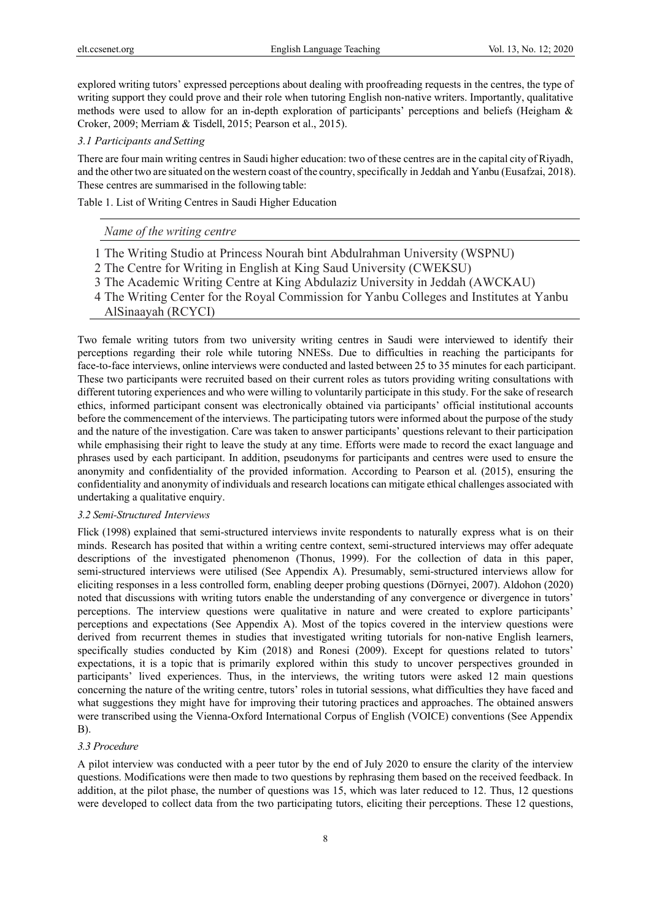explored writing tutors' expressed perceptions about dealing with proofreading requests in the centres, the type of writing support they could prove and their role when tutoring English non-native writers. Importantly, qualitative methods were used to allow for an in-depth exploration of participants' perceptions and beliefs (Heigham & Croker, 2009; Merriam & Tisdell, 2015; Pearson et al., 2015).

### *3.1 Participants and Setting*

There are four main writing centres in Saudi higher education: two of these centres are in the capital city of Riyadh, and the other two are situated on the western coast of the country, specifically in Jeddah and Yanbu (Eusafzai, 2018). These centres are summarised in the following table:

Table 1. List of Writing Centres in Saudi Higher Education

| | *Name of the writing centre* |
|---|---|
| 1 | The Writing Studio at Princess Nourah bint Abdulrahman University (WSPNU) |
| 2 | The Centre for Writing in English at King Saud University (CWEKSU) |
| 3 | The Academic Writing Centre at King Abdulaziz University in Jeddah (AWCKAU) |
| 4 | The Writing Center for the Royal Commission for Yanbu Colleges and Institutes at Yanbu AlSinaayah (RCYCI) |

Two female writing tutors from two university writing centres in Saudi were interviewed to identify their perceptions regarding their role while tutoring NNESs. Due to difficulties in reaching the participants for face-to-face interviews, online interviews were conducted and lasted between 25 to 35 minutes for each participant. These two participants were recruited based on their current roles as tutors providing writing consultations with different tutoring experiences and who were willing to voluntarily participate in this study. For the sake of research ethics, informed participant consent was electronically obtained via participants' official institutional accounts before the commencement of the interviews. The participating tutors were informed about the purpose of the study and the nature of the investigation. Care was taken to answer participants' questions relevant to their participation while emphasising their right to leave the study at any time. Efforts were made to record the exact language and phrases used by each participant. In addition, pseudonyms for participants and centres were used to ensure the anonymity and confidentiality of the provided information. According to Pearson et al. (2015), ensuring the confidentiality and anonymity of individuals and research locations can mitigate ethical challenges associated with undertaking a qualitative enquiry.

### *3.2 Semi-Structured Interviews*

Flick (1998) explained that semi-structured interviews invite respondents to naturally express what is on their minds. Research has posited that within a writing centre context, semi-structured interviews may offer adequate descriptions of the investigated phenomenon (Thonus, 1999). For the collection of data in this paper, semi-structured interviews were utilised (See Appendix A). Presumably, semi-structured interviews allow for eliciting responses in a less controlled form, enabling deeper probing questions (Dörnyei, 2007). Aldohon (2020) noted that discussions with writing tutors enable the understanding of any convergence or divergence in tutors' perceptions. The interview questions were qualitative in nature and were created to explore participants' perceptions and expectations (See Appendix A). Most of the topics covered in the interview questions were derived from recurrent themes in studies that investigated writing tutorials for non-native English learners, specifically studies conducted by Kim (2018) and Ronesi (2009). Except for questions related to tutors' expectations, it is a topic that is primarily explored within this study to uncover perspectives grounded in participants' lived experiences. Thus, in the interviews, the writing tutors were asked 12 main questions concerning the nature of the writing centre, tutors' roles in tutorial sessions, what difficulties they have faced and what suggestions they might have for improving their tutoring practices and approaches. The obtained answers were transcribed using the Vienna-Oxford International Corpus of English (VOICE) conventions (See Appendix B).

### *3.3 Procedure*

A pilot interview was conducted with a peer tutor by the end of July 2020 to ensure the clarity of the interview questions. Modifications were then made to two questions by rephrasing them based on the received feedback. In addition, at the pilot phase, the number of questions was 15, which was later reduced to 12. Thus, 12 questions were developed to collect data from the two participating tutors, eliciting their perceptions. These 12 questions,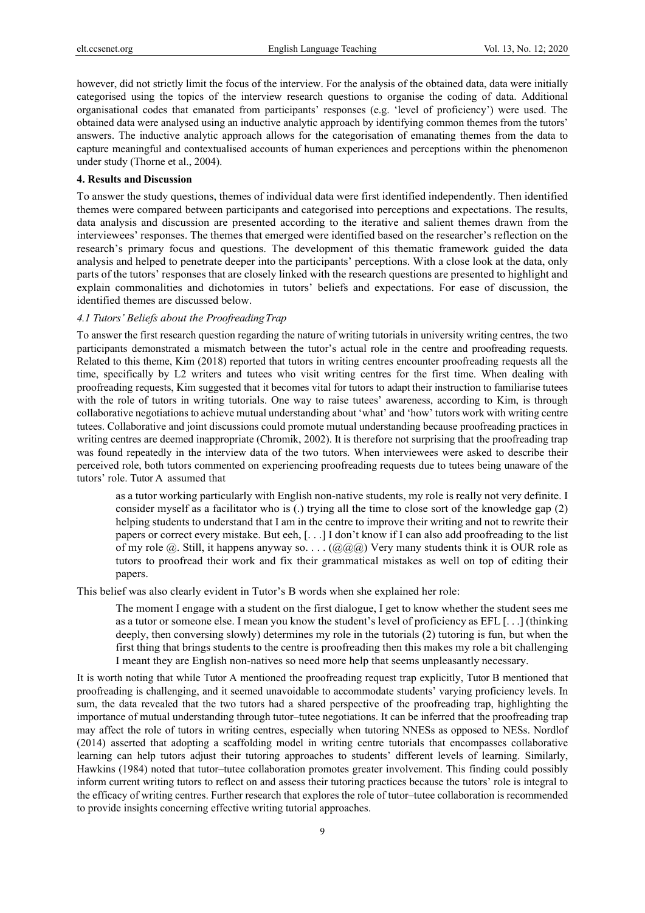however, did not strictly limit the focus of the interview. For the analysis of the obtained data, data were initially categorised using the topics of the interview research questions to organise the coding of data. Additional organisational codes that emanated from participants' responses (e.g. 'level of proficiency') were used. The obtained data were analysed using an inductive analytic approach by identifying common themes from the tutors' answers. The inductive analytic approach allows for the categorisation of emanating themes from the data to capture meaningful and contextualised accounts of human experiences and perceptions within the phenomenon under study (Thorne et al., 2004).

## 4. Results and Discussion

To answer the study questions, themes of individual data were first identified independently. Then identified themes were compared between participants and categorised into perceptions and expectations. The results, data analysis and discussion are presented according to the iterative and salient themes drawn from the interviewees' responses. The themes that emerged were identified based on the researcher's reflection on the research's primary focus and questions. The development of this thematic framework guided the data analysis and helped to penetrate deeper into the participants' perceptions. With a close look at the data, only parts of the tutors' responses that are closely linked with the research questions are presented to highlight and explain commonalities and dichotomies in tutors' beliefs and expectations. For ease of discussion, the identified themes are discussed below.

### *4.1 Tutors' Beliefs about the Proofreading Trap*

To answer the first research question regarding the nature of writing tutorials in university writing centres, the two participants demonstrated a mismatch between the tutor's actual role in the centre and proofreading requests. Related to this theme, Kim (2018) reported that tutors in writing centres encounter proofreading requests all the time, specifically by L2 writers and tutees who visit writing centres for the first time. When dealing with proofreading requests, Kim suggested that it becomes vital for tutors to adapt their instruction to familiarise tutees with the role of tutors in writing tutorials. One way to raise tutees' awareness, according to Kim, is through collaborative negotiations to achieve mutual understanding about 'what' and 'how' tutors work with writing centre tutees. Collaborative and joint discussions could promote mutual understanding because proofreading practices in writing centres are deemed inappropriate (Chromik, 2002). It is therefore not surprising that the proofreading trap was found repeatedly in the interview data of the two tutors. When interviewees were asked to describe their perceived role, both tutors commented on experiencing proofreading requests due to tutees being unaware of the tutors' role. Tutor A assumed that

> as a tutor working particularly with English non-native students, my role is really not very definite. I consider myself as a facilitator who is (.) trying all the time to close sort of the knowledge gap (2) helping students to understand that I am in the centre to improve their writing and not to rewrite their papers or correct every mistake. But eeh, [. . .] I don't know if I can also add proofreading to the list of my role @. Still, it happens anyway so. . . . (@@@) Very many students think it is OUR role as tutors to proofread their work and fix their grammatical mistakes as well on top of editing their papers.

This belief was also clearly evident in Tutor's B words when she explained her role:

> The moment I engage with a student on the first dialogue, I get to know whether the student sees me as a tutor or someone else. I mean you know the student's level of proficiency as EFL [. . .] (thinking deeply, then conversing slowly) determines my role in the tutorials (2) tutoring is fun, but when the first thing that brings students to the centre is proofreading then this makes my role a bit challenging I meant they are English non-natives so need more help that seems unpleasantly necessary.

It is worth noting that while Tutor A mentioned the proofreading request trap explicitly, Tutor B mentioned that proofreading is challenging, and it seemed unavoidable to accommodate students' varying proficiency levels. In sum, the data revealed that the two tutors had a shared perspective of the proofreading trap, highlighting the importance of mutual understanding through tutor–tutee negotiations. It can be inferred that the proofreading trap may affect the role of tutors in writing centres, especially when tutoring NNESs as opposed to NESs. Nordlof (2014) asserted that adopting a scaffolding model in writing centre tutorials that encompasses collaborative learning can help tutors adjust their tutoring approaches to students' different levels of learning. Similarly, Hawkins (1984) noted that tutor–tutee collaboration promotes greater involvement. This finding could possibly inform current writing tutors to reflect on and assess their tutoring practices because the tutors' role is integral to the efficacy of writing centres. Further research that explores the role of tutor–tutee collaboration is recommended to provide insights concerning effective writing tutorial approaches.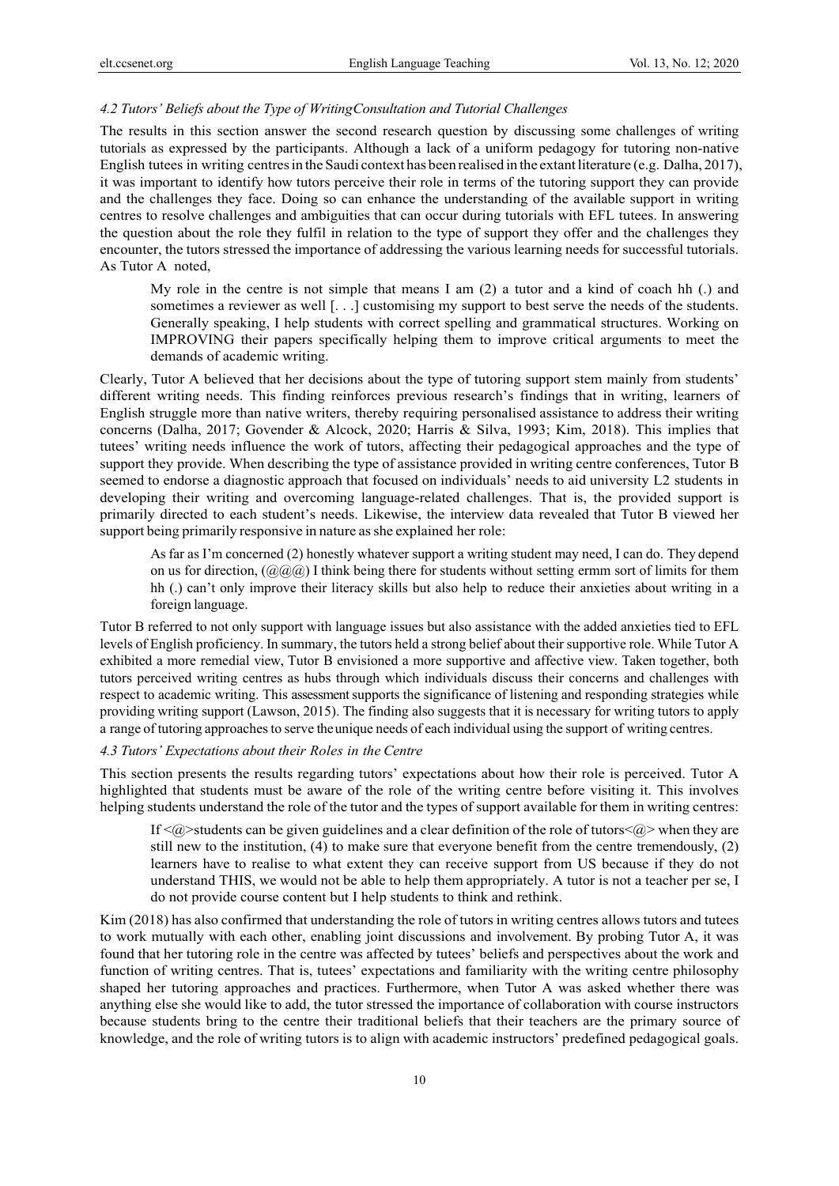#### *4.2 Tutors' Beliefs about the Type of Writing Consultation and Tutorial Challenges*

The results in this section answer the second research question by discussing some challenges of writing tutorials as expressed by the participants. Although a lack of a uniform pedagogy for tutoring non-native English tutees in writing centres in the Saudi context has been realised in the extant literature (e.g. Dalha, 2017), it was important to identify how tutors perceive their role in terms of the tutoring support they can provide and the challenges they face. Doing so can enhance the understanding of the available support in writing centres to resolve challenges and ambiguities that can occur during tutorials with EFL tutees. In answering the question about the role they fulfil in relation to the type of support they offer and the challenges they encounter, the tutors stressed the importance of addressing the various learning needs for successful tutorials. As Tutor A noted,

> My role in the centre is not simple that means I am (2) a tutor and a kind of coach hh (.) and sometimes a reviewer as well [. . .] customising my support to best serve the needs of the students. Generally speaking, I help students with correct spelling and grammatical structures. Working on IMPROVING their papers specifically helping them to improve critical arguments to meet the demands of academic writing.

Clearly, Tutor A believed that her decisions about the type of tutoring support stem mainly from students' different writing needs. This finding reinforces previous research's findings that in writing, learners of English struggle more than native writers, thereby requiring personalised assistance to address their writing concerns (Dalha, 2017; Govender & Alcock, 2020; Harris & Silva, 1993; Kim, 2018). This implies that tutees' writing needs influence the work of tutors, affecting their pedagogical approaches and the type of support they provide. When describing the type of assistance provided in writing centre conferences, Tutor B seemed to endorse a diagnostic approach that focused on individuals' needs to aid university L2 students in developing their writing and overcoming language-related challenges. That is, the provided support is primarily directed to each student's needs. Likewise, the interview data revealed that Tutor B viewed her support being primarily responsive in nature as she explained her role:

> As far as I'm concerned (2) honestly whatever support a writing student may need, I can do. They depend on us for direction, (@@@) I think being there for students without setting ermm sort of limits for them hh (.) can't only improve their literacy skills but also help to reduce their anxieties about writing in a foreign language.

Tutor B referred to not only support with language issues but also assistance with the added anxieties tied to EFL levels of English proficiency. In summary, the tutors held a strong belief about their supportive role. While Tutor A exhibited a more remedial view, Tutor B envisioned a more supportive and affective view. Taken together, both tutors perceived writing centres as hubs through which individuals discuss their concerns and challenges with respect to academic writing. This assessment supports the significance of listening and responding strategies while providing writing support (Lawson, 2015). The finding also suggests that it is necessary for writing tutors to apply a range of tutoring approaches to serve the unique needs of each individual using the support of writing centres.

#### *4.3 Tutors' Expectations about their Roles in the Centre*

This section presents the results regarding tutors' expectations about how their role is perceived. Tutor A highlighted that students must be aware of the role of the writing centre before visiting it. This involves helping students understand the role of the tutor and the types of support available for them in writing centres:

> If <@>students can be given guidelines and a clear definition of the role of tutors<@> when they are still new to the institution, (4) to make sure that everyone benefit from the centre tremendously, (2) learners have to realise to what extent they can receive support from US because if they do not understand THIS, we would not be able to help them appropriately. A tutor is not a teacher per se, I do not provide course content but I help students to think and rethink.

Kim (2018) has also confirmed that understanding the role of tutors in writing centres allows tutors and tutees to work mutually with each other, enabling joint discussions and involvement. By probing Tutor A, it was found that her tutoring role in the centre was affected by tutees' beliefs and perspectives about the work and function of writing centres. That is, tutees' expectations and familiarity with the writing centre philosophy shaped her tutoring approaches and practices. Furthermore, when Tutor A was asked whether there was anything else she would like to add, the tutor stressed the importance of collaboration with course instructors because students bring to the centre their traditional beliefs that their teachers are the primary source of knowledge, and the role of writing tutors is to align with academic instructors' predefined pedagogical goals.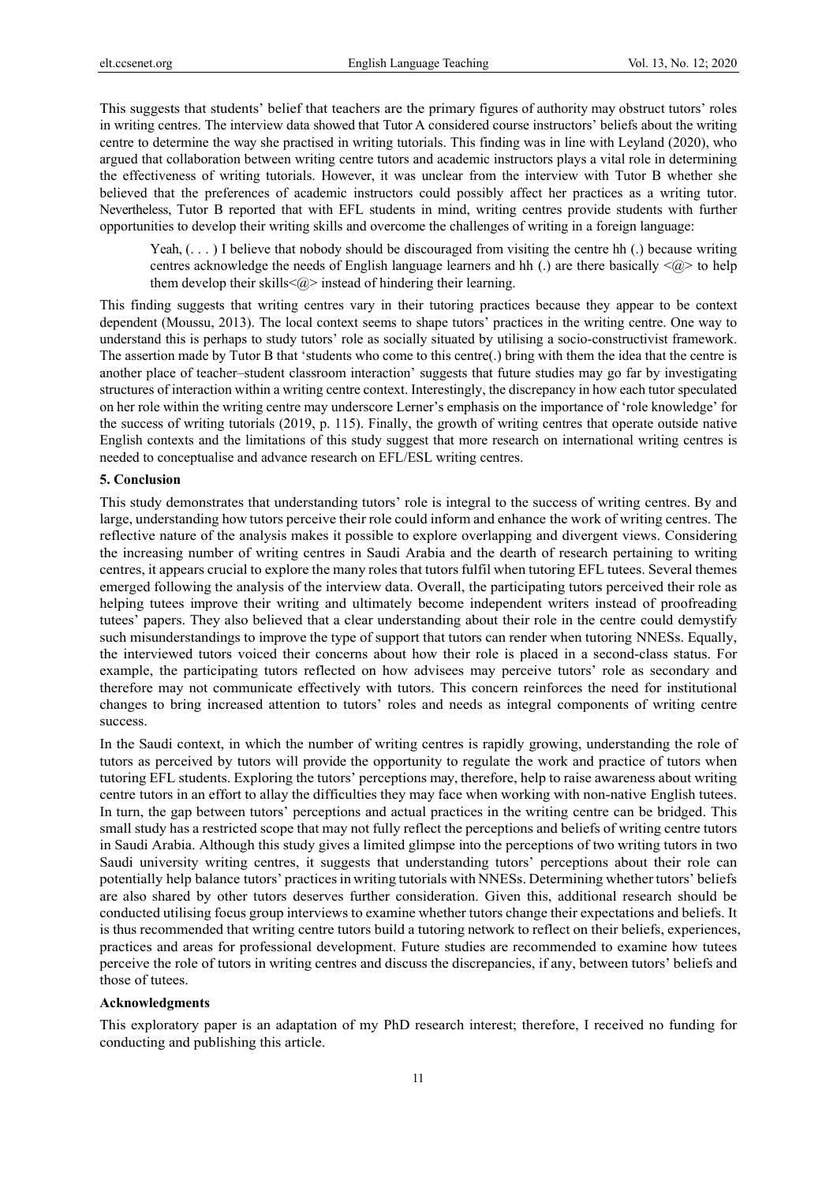This suggests that students' belief that teachers are the primary figures of authority may obstruct tutors' roles in writing centres. The interview data showed that Tutor A considered course instructors' beliefs about the writing centre to determine the way she practised in writing tutorials. This finding was in line with Leyland (2020), who argued that collaboration between writing centre tutors and academic instructors plays a vital role in determining the effectiveness of writing tutorials. However, it was unclear from the interview with Tutor B whether she believed that the preferences of academic instructors could possibly affect her practices as a writing tutor. Nevertheless, Tutor B reported that with EFL students in mind, writing centres provide students with further opportunities to develop their writing skills and overcome the challenges of writing in a foreign language:

> Yeah, (. . . ) I believe that nobody should be discouraged from visiting the centre hh (.) because writing centres acknowledge the needs of English language learners and hh (.) are there basically <@> to help them develop their skills<@> instead of hindering their learning.

This finding suggests that writing centres vary in their tutoring practices because they appear to be context dependent (Moussu, 2013). The local context seems to shape tutors' practices in the writing centre. One way to understand this is perhaps to study tutors' role as socially situated by utilising a socio-constructivist framework. The assertion made by Tutor B that 'students who come to this centre(.) bring with them the idea that the centre is another place of teacher–student classroom interaction' suggests that future studies may go far by investigating structures of interaction within a writing centre context. Interestingly, the discrepancy in how each tutor speculated on her role within the writing centre may underscore Lerner's emphasis on the importance of 'role knowledge' for the success of writing tutorials (2019, p. 115). Finally, the growth of writing centres that operate outside native English contexts and the limitations of this study suggest that more research on international writing centres is needed to conceptualise and advance research on EFL/ESL writing centres.

## 5. Conclusion

This study demonstrates that understanding tutors' role is integral to the success of writing centres. By and large, understanding how tutors perceive their role could inform and enhance the work of writing centres. The reflective nature of the analysis makes it possible to explore overlapping and divergent views. Considering the increasing number of writing centres in Saudi Arabia and the dearth of research pertaining to writing centres, it appears crucial to explore the many roles that tutors fulfil when tutoring EFL tutees. Several themes emerged following the analysis of the interview data. Overall, the participating tutors perceived their role as helping tutees improve their writing and ultimately become independent writers instead of proofreading tutees' papers. They also believed that a clear understanding about their role in the centre could demystify such misunderstandings to improve the type of support that tutors can render when tutoring NNESs. Equally, the interviewed tutors voiced their concerns about how their role is placed in a second-class status. For example, the participating tutors reflected on how advisees may perceive tutors' role as secondary and therefore may not communicate effectively with tutors. This concern reinforces the need for institutional changes to bring increased attention to tutors' roles and needs as integral components of writing centre success.

In the Saudi context, in which the number of writing centres is rapidly growing, understanding the role of tutors as perceived by tutors will provide the opportunity to regulate the work and practice of tutors when tutoring EFL students. Exploring the tutors' perceptions may, therefore, help to raise awareness about writing centre tutors in an effort to allay the difficulties they may face when working with non-native English tutees. In turn, the gap between tutors' perceptions and actual practices in the writing centre can be bridged. This small study has a restricted scope that may not fully reflect the perceptions and beliefs of writing centre tutors in Saudi Arabia. Although this study gives a limited glimpse into the perceptions of two writing tutors in two Saudi university writing centres, it suggests that understanding tutors' perceptions about their role can potentially help balance tutors' practices in writing tutorials with NNESs. Determining whether tutors' beliefs are also shared by other tutors deserves further consideration. Given this, additional research should be conducted utilising focus group interviews to examine whether tutors change their expectations and beliefs. It is thus recommended that writing centre tutors build a tutoring network to reflect on their beliefs, experiences, practices and areas for professional development. Future studies are recommended to examine how tutees perceive the role of tutors in writing centres and discuss the discrepancies, if any, between tutors' beliefs and those of tutees.

### Acknowledgments

This exploratory paper is an adaptation of my PhD research interest; therefore, I received no funding for conducting and publishing this article.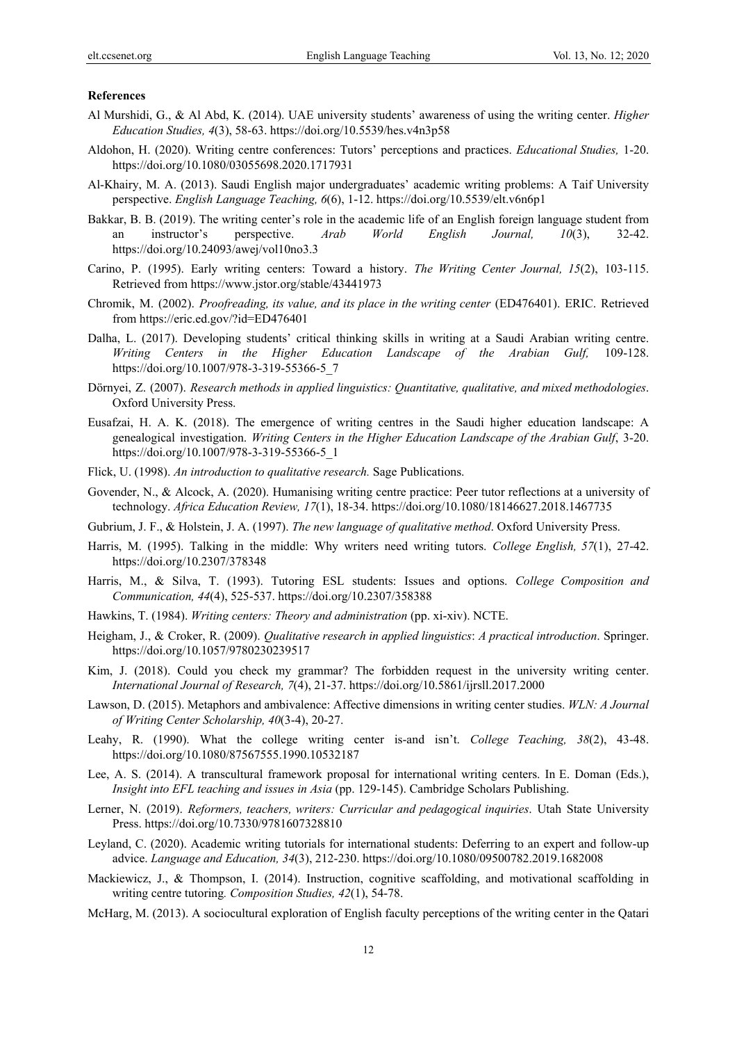**References**

Al Murshidi, G., & Al Abd, K. (2014). UAE university students' awareness of using the writing center. *Higher Education Studies, 4*(3), 58-63. https://doi.org/10.5539/hes.v4n3p58

Aldohon, H. (2020). Writing centre conferences: Tutors' perceptions and practices. *Educational Studies,* 1-20. https://doi.org/10.1080/03055698.2020.1717931

Al-Khairy, M. A. (2013). Saudi English major undergraduates' academic writing problems: A Taif University perspective. *English Language Teaching, 6*(6), 1-12. https://doi.org/10.5539/elt.v6n6p1

Bakkar, B. B. (2019). The writing center's role in the academic life of an English foreign language student from an instructor's perspective. *Arab World English Journal, 10*(3), 32-42. https://doi.org/10.24093/awej/vol10no3.3

Carino, P. (1995). Early writing centers: Toward a history. *The Writing Center Journal, 15*(2), 103-115. Retrieved from https://www.jstor.org/stable/43441973

Chromik, M. (2002). *Proofreading, its value, and its place in the writing center* (ED476401). ERIC. Retrieved from https://eric.ed.gov/?id=ED476401

Dalha, L. (2017). Developing students' critical thinking skills in writing at a Saudi Arabian writing centre. *Writing Centers in the Higher Education Landscape of the Arabian Gulf,* 109-128. https://doi.org/10.1007/978-3-319-55366-5_7

Dörnyei, Z. (2007). *Research methods in applied linguistics: Quantitative, qualitative, and mixed methodologies*. Oxford University Press.

Eusafzai, H. A. K. (2018). The emergence of writing centres in the Saudi higher education landscape: A genealogical investigation. *Writing Centers in the Higher Education Landscape of the Arabian Gulf*, 3-20. https://doi.org/10.1007/978-3-319-55366-5_1

Flick, U. (1998). *An introduction to qualitative research.* Sage Publications.

Govender, N., & Alcock, A. (2020). Humanising writing centre practice: Peer tutor reflections at a university of technology. *Africa Education Review, 17*(1), 18-34. https://doi.org/10.1080/18146627.2018.1467735

Gubrium, J. F., & Holstein, J. A. (1997). *The new language of qualitative method*. Oxford University Press.

Harris, M. (1995). Talking in the middle: Why writers need writing tutors. *College English, 57*(1), 27-42. https://doi.org/10.2307/378348

Harris, M., & Silva, T. (1993). Tutoring ESL students: Issues and options. *College Composition and Communication, 44*(4), 525-537. https://doi.org/10.2307/358388

Hawkins, T. (1984). *Writing centers: Theory and administration* (pp. xi-xiv). NCTE.

Heigham, J., & Croker, R. (2009). *Qualitative research in applied linguistics*: *A practical introduction*. Springer. https://doi.org/10.1057/9780230239517

Kim, J. (2018). Could you check my grammar? The forbidden request in the university writing center. *International Journal of Research, 7*(4), 21-37. https://doi.org/10.5861/ijrsll.2017.2000

Lawson, D. (2015). Metaphors and ambivalence: Affective dimensions in writing center studies. *WLN: A Journal of Writing Center Scholarship, 40*(3-4), 20-27.

Leahy, R. (1990). What the college writing center is-and isn't. *College Teaching, 38*(2), 43-48. https://doi.org/10.1080/87567555.1990.10532187

Lee, A. S. (2014). A transcultural framework proposal for international writing centers. In E. Doman (Eds.), *Insight into EFL teaching and issues in Asia* (pp. 129-145). Cambridge Scholars Publishing.

Lerner, N. (2019). *Reformers, teachers, writers: Curricular and pedagogical inquiries*. Utah State University Press. https://doi.org/10.7330/9781607328810

Leyland, C. (2020). Academic writing tutorials for international students: Deferring to an expert and follow-up advice. *Language and Education, 34*(3), 212-230. https://doi.org/10.1080/09500782.2019.1682008

Mackiewicz, J., & Thompson, I. (2014). Instruction, cognitive scaffolding, and motivational scaffolding in writing centre tutoring*. Composition Studies, 42*(1), 54-78.

McHarg, M. (2013). A sociocultural exploration of English faculty perceptions of the writing center in the Qatari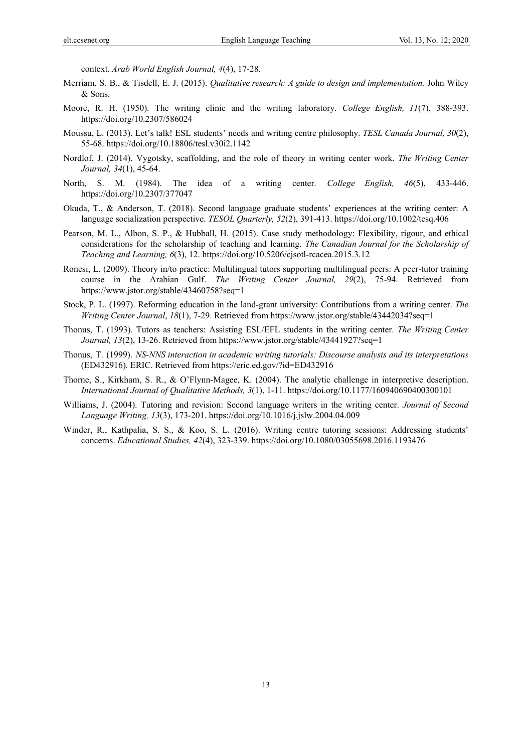context. *Arab World English Journal, 4*(4), 17-28.

Merriam, S. B., & Tisdell, E. J. (2015). *Qualitative research: A guide to design and implementation.* John Wiley & Sons.

Moore, R. H. (1950). The writing clinic and the writing laboratory. *College English, 11*(7), 388-393. https://doi.org/10.2307/586024

Moussu, L. (2013). Let's talk! ESL students' needs and writing centre philosophy. *TESL Canada Journal, 30*(2), 55-68. https://doi.org/10.18806/tesl.v30i2.1142

Nordlof, J. (2014). Vygotsky, scaffolding, and the role of theory in writing center work. *The Writing Center Journal, 34*(1), 45-64.

North, S. M. (1984). The idea of a writing center. *College English, 46*(5), 433-446. https://doi.org/10.2307/377047

Okuda, T., & Anderson, T. (2018). Second language graduate students' experiences at the writing center: A language socialization perspective. *TESOL Quarterly, 52*(2), 391-413. https://doi.org/10.1002/tesq.406

Pearson, M. L., Albon, S. P., & Hubball, H. (2015). Case study methodology: Flexibility, rigour, and ethical considerations for the scholarship of teaching and learning. *The Canadian Journal for the Scholarship of Teaching and Learning, 6*(3), 12. https://doi.org/10.5206/cjsotl-rcacea.2015.3.12

Ronesi, L. (2009). Theory in/to practice: Multilingual tutors supporting multilingual peers: A peer-tutor training course in the Arabian Gulf. *The Writing Center Journal, 29*(2), 75-94. Retrieved from https://www.jstor.org/stable/43460758?seq=1

Stock, P. L. (1997). Reforming education in the land-grant university: Contributions from a writing center. *The Writing Center Journal*, *18*(1), 7-29. Retrieved from https://www.jstor.org/stable/43442034?seq=1

Thonus, T. (1993). Tutors as teachers: Assisting ESL/EFL students in the writing center. *The Writing Center Journal, 13*(2), 13-26. Retrieved from https://www.jstor.org/stable/43441927?seq=1

Thonus, T. (1999). *NS-NNS interaction in academic writing tutorials: Discourse analysis and its interpretations* (ED432916)*.* ERIC. Retrieved from https://eric.ed.gov/?id=ED432916

Thorne, S., Kirkham, S. R., & O'Flynn-Magee, K. (2004). The analytic challenge in interpretive description. *International Journal of Qualitative Methods, 3*(1), 1-11. https://doi.org/10.1177/160940690400300101

Williams, J. (2004). Tutoring and revision: Second language writers in the writing center. *Journal of Second Language Writing, 13*(3), 173-201. https://doi.org/10.1016/j.jslw.2004.04.009

Winder, R., Kathpalia, S. S., & Koo, S. L. (2016). Writing centre tutoring sessions: Addressing students' concerns. *Educational Studies, 42*(4), 323-339. https://doi.org/10.1080/03055698.2016.1193476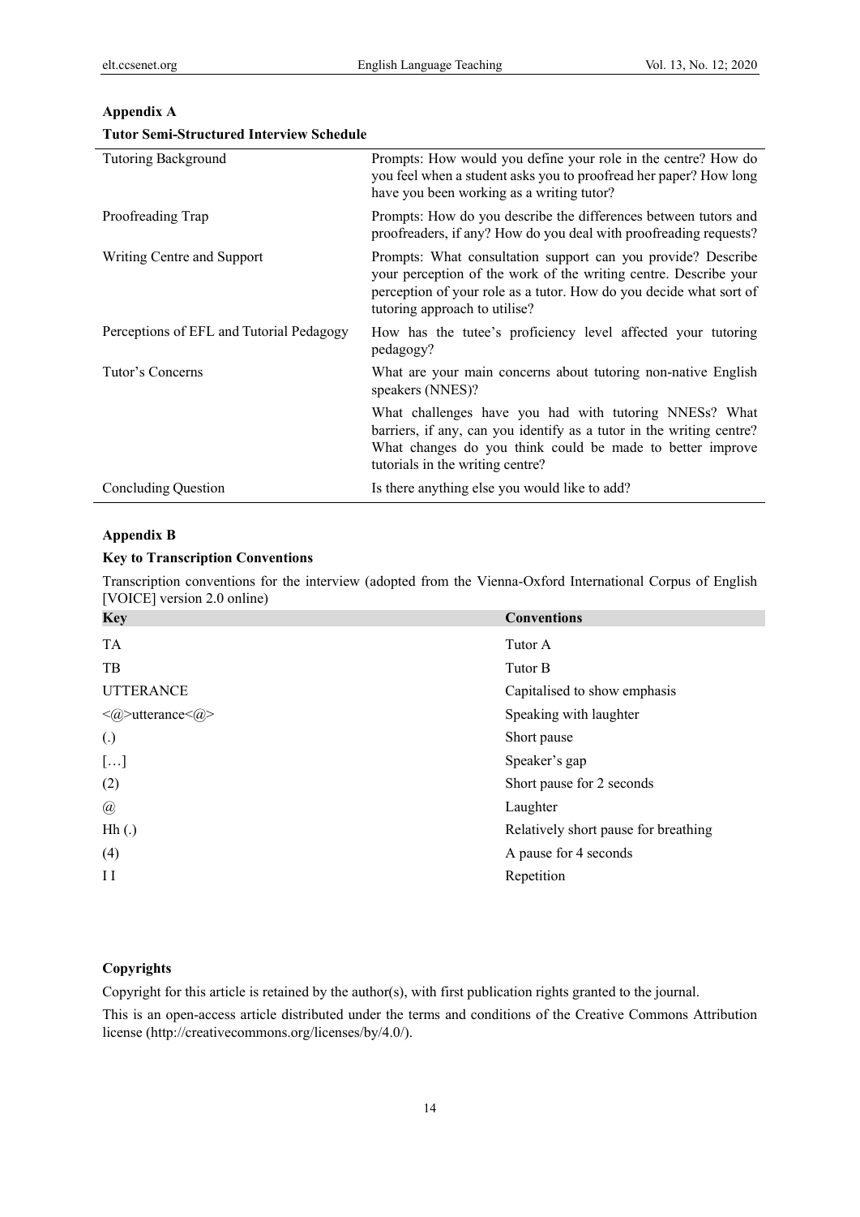## Appendix A

**Tutor Semi-Structured Interview Schedule**

| | |
|---|---|
| Tutoring Background | Prompts: How would you define your role in the centre? How do you feel when a student asks you to proofread her paper? How long have you been working as a writing tutor? |
| Proofreading Trap | Prompts: How do you describe the differences between tutors and proofreaders, if any? How do you deal with proofreading requests? |
| Writing Centre and Support | Prompts: What consultation support can you provide? Describe your perception of the work of the writing centre. Describe your perception of your role as a tutor. How do you decide what sort of tutoring approach to utilise? |
| Perceptions of EFL and Tutorial Pedagogy | How has the tutee's proficiency level affected your tutoring pedagogy? |
| Tutor's Concerns | What are your main concerns about tutoring non-native English speakers (NNES)? |
| | What challenges have you had with tutoring NNESs? What barriers, if any, can you identify as a tutor in the writing centre? What changes do you think could be made to better improve tutorials in the writing centre? |
| Concluding Question | Is there anything else you would like to add? |

## Appendix B

**Key to Transcription Conventions**

Transcription conventions for the interview (adopted from the Vienna-Oxford International Corpus of English [VOICE] version 2.0 online)

| Key | Conventions |
|---|---|
| TA | Tutor A |
| TB | Tutor B |
| UTTERANCE | Capitalised to show emphasis |
| <@>utterance<@> | Speaking with laughter |
| (.) | Short pause |
| […] | Speaker's gap |
| (2) | Short pause for 2 seconds |
| @ | Laughter |
| Hh (.) | Relatively short pause for breathing |
| (4) | A pause for 4 seconds |
| I I | Repetition |

## Copyrights

Copyright for this article is retained by the author(s), with first publication rights granted to the journal.

This is an open-access article distributed under the terms and conditions of the Creative Commons Attribution license (http://creativecommons.org/licenses/by/4.0/).